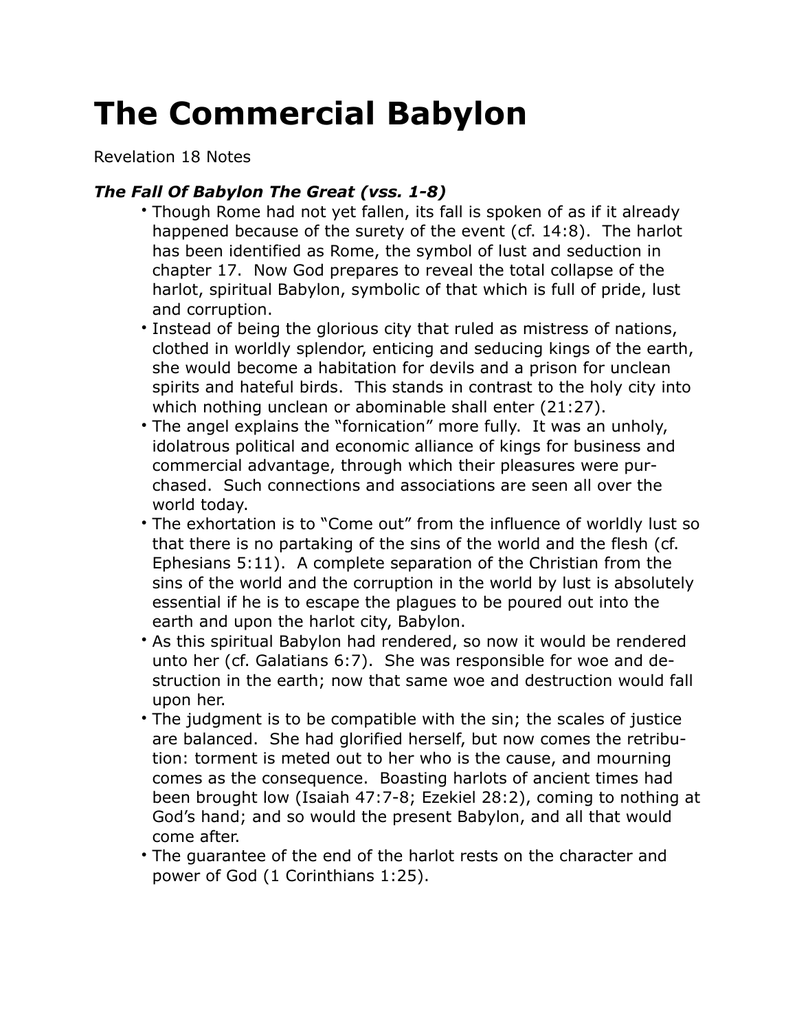# The Commercial Babylon

Revelation 18 Notes

### *The Fall Of Babylon The Great (vss. 1-8)*

- Though Rome had not yet fallen, its fall is spoken of as if it already happened because of the surety of the event (cf. 14:8). The harlot has been identified as Rome, the symbol of lust and seduction in chapter 17. Now God prepares to reveal the total collapse of the harlot, spiritual Babylon, symbolic of that which is full of pride, lust and corruption.
- Instead of being the glorious city that ruled as mistress of nations, clothed in worldly splendor, enticing and seducing kings of the earth, she would become a habitation for devils and a prison for unclean spirits and hateful birds. This stands in contrast to the holy city into which nothing unclean or abominable shall enter (21:27).
- The angel explains the "fornication" more fully. It was an unholy, idolatrous political and economic alliance of kings for business and commercial advantage, through which their pleasures were purchased. Such connections and associations are seen all over the world today.
- The exhortation is to "Come out" from the influence of worldly lust so that there is no partaking of the sins of the world and the flesh (cf. Ephesians 5:11). A complete separation of the Christian from the sins of the world and the corruption in the world by lust is absolutely essential if he is to escape the plagues to be poured out into the earth and upon the harlot city, Babylon.
- As this spiritual Babylon had rendered, so now it would be rendered unto her (cf. Galatians 6:7). She was responsible for woe and destruction in the earth; now that same woe and destruction would fall upon her.
- The judgment is to be compatible with the sin; the scales of justice are balanced. She had glorified herself, but now comes the retribution: torment is meted out to her who is the cause, and mourning comes as the consequence. Boasting harlots of ancient times had been brought low (Isaiah 47:7-8; Ezekiel 28:2), coming to nothing at God's hand; and so would the present Babylon, and all that would come after.
- The guarantee of the end of the harlot rests on the character and power of God (1 Corinthians 1:25).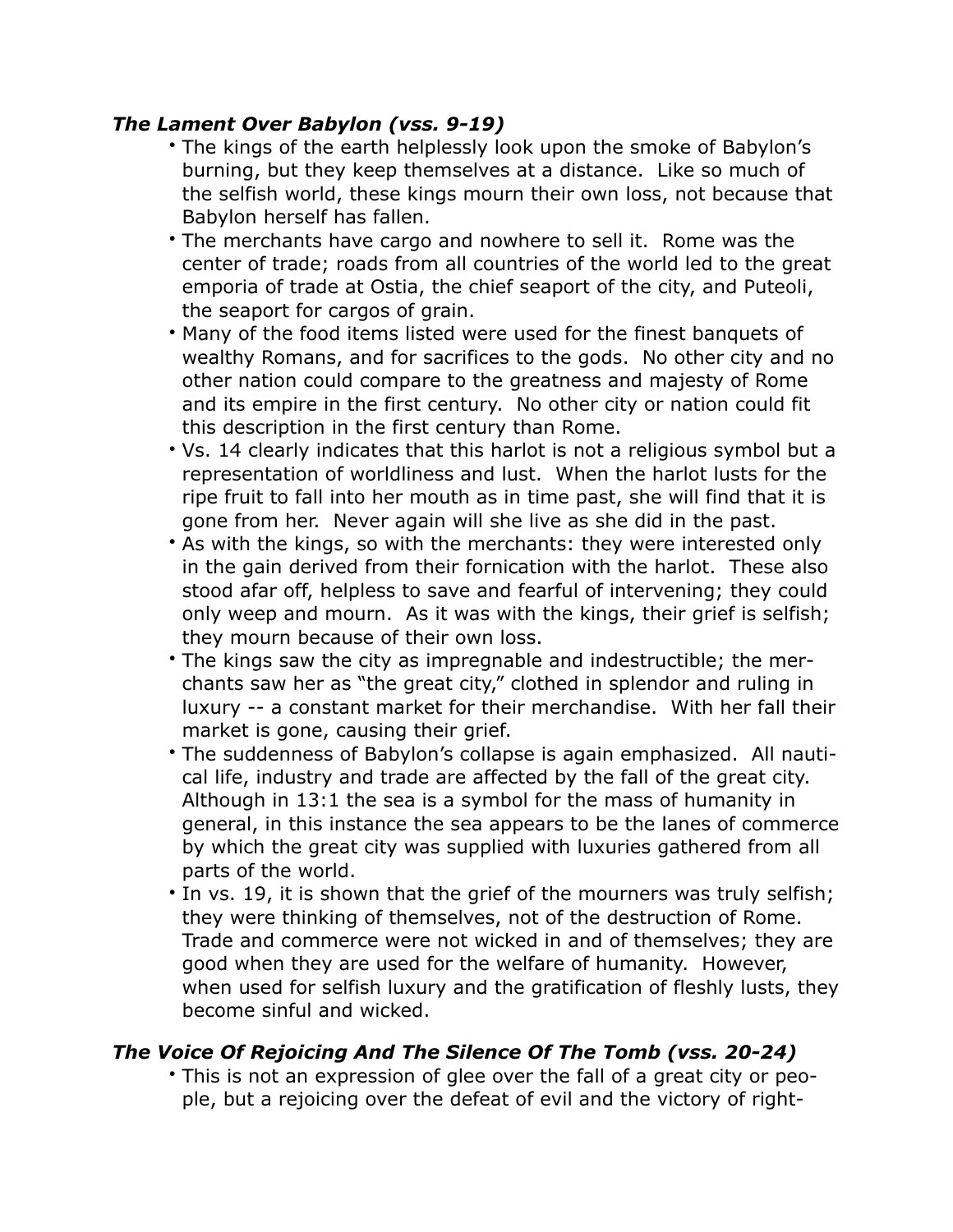### *The Lament Over Babylon (vss. 9-19)*

- The kings of the earth helplessly look upon the smoke of Babylon's burning, but they keep themselves at a distance. Like so much of the selfish world, these kings mourn their own loss, not because that Babylon herself has fallen.
- The merchants have cargo and nowhere to sell it. Rome was the center of trade; roads from all countries of the world led to the great emporia of trade at Ostia, the chief seaport of the city, and Puteoli, the seaport for cargos of grain.
- Many of the food items listed were used for the finest banquets of wealthy Romans, and for sacrifices to the gods. No other city and no other nation could compare to the greatness and majesty of Rome and its empire in the first century. No other city or nation could fit this description in the first century than Rome.
- Vs. 14 clearly indicates that this harlot is not a religious symbol but a representation of worldliness and lust. When the harlot lusts for the ripe fruit to fall into her mouth as in time past, she will find that it is gone from her. Never again will she live as she did in the past.
- As with the kings, so with the merchants: they were interested only in the gain derived from their fornication with the harlot. These also stood afar off, helpless to save and fearful of intervening; they could only weep and mourn. As it was with the kings, their grief is selfish; they mourn because of their own loss.
- The kings saw the city as impregnable and indestructible; the merchants saw her as "the great city," clothed in splendor and ruling in luxury -- a constant market for their merchandise. With her fall their market is gone, causing their grief.
- The suddenness of Babylon's collapse is again emphasized. All nautical life, industry and trade are affected by the fall of the great city. Although in 13:1 the sea is a symbol for the mass of humanity in general, in this instance the sea appears to be the lanes of commerce by which the great city was supplied with luxuries gathered from all parts of the world.
- In vs. 19, it is shown that the grief of the mourners was truly selfish; they were thinking of themselves, not of the destruction of Rome. Trade and commerce were not wicked in and of themselves; they are good when they are used for the welfare of humanity. However, when used for selfish luxury and the gratification of fleshly lusts, they become sinful and wicked.

### *The Voice Of Rejoicing And The Silence Of The Tomb (vss. 20-24)*

- This is not an expression of glee over the fall of a great city or people, but a rejoicing over the defeat of evil and the victory of right-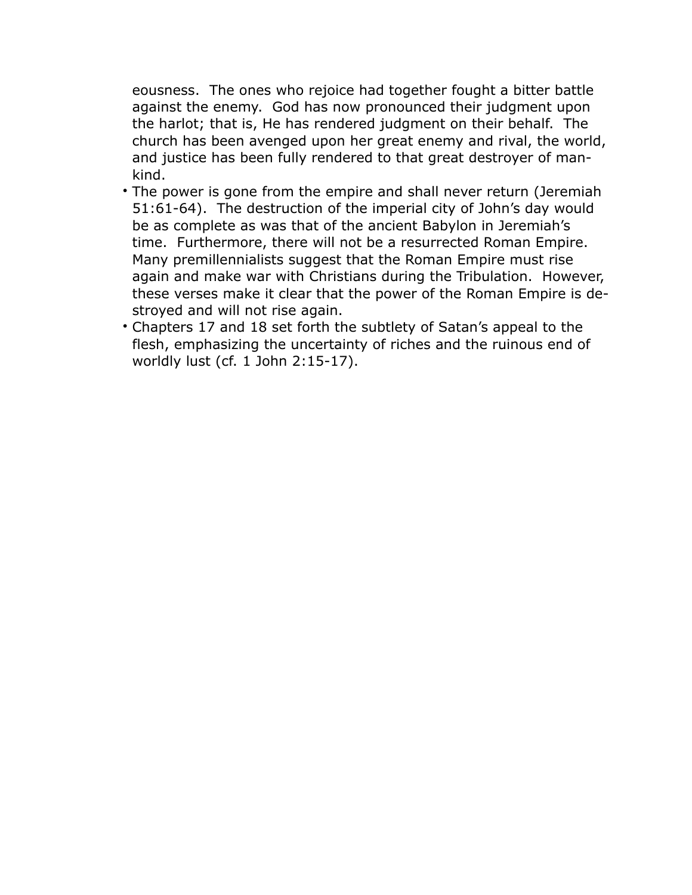eousness.  The ones who rejoice had together fought a bitter battle against the enemy.  God has now pronounced their judgment upon the harlot; that is, He has rendered judgment on their behalf.  The church has been avenged upon her great enemy and rival, the world, and justice has been fully rendered to that great destroyer of mankind.

- The power is gone from the empire and shall never return (Jeremiah 51:61-64).  The destruction of the imperial city of John's day would be as complete as was that of the ancient Babylon in Jeremiah's time.  Furthermore, there will not be a resurrected Roman Empire.  Many premillennialists suggest that the Roman Empire must rise again and make war with Christians during the Tribulation.  However, these verses make it clear that the power of the Roman Empire is destroyed and will not rise again.
- Chapters 17 and 18 set forth the subtlety of Satan's appeal to the flesh, emphasizing the uncertainty of riches and the ruinous end of worldly lust (cf. 1 John 2:15-17).